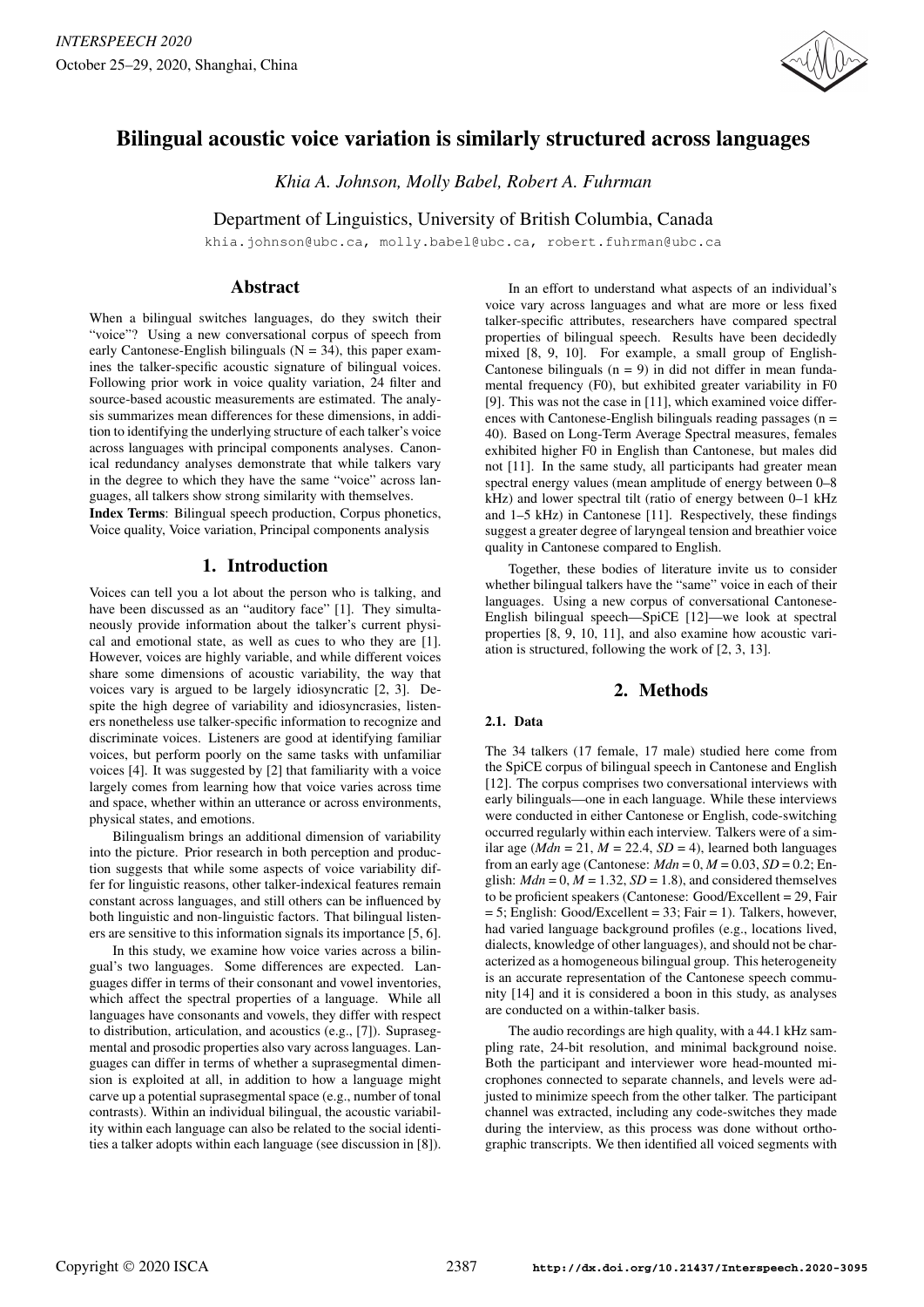# Bilingual acoustic voice variation is similarly structured across languages

*Khia A. Johnson, Molly Babel, Robert A. Fuhrman*

Department of Linguistics, University of British Columbia, Canada

khia.johnson@ubc.ca, molly.babel@ubc.ca, robert.fuhrman@ubc.ca

## Abstract

When a bilingual switches languages, do they switch their "voice"? Using a new conversational corpus of speech from early Cantonese-English bilinguals (N = 34), this paper examines the talker-specific acoustic signature of bilingual voices. Following prior work in voice quality variation, 24 filter and source-based acoustic measurements are estimated. The analysis summarizes mean differences for these dimensions, in addition to identifying the underlying structure of each talker's voice across languages with principal components analyses. Canonical redundancy analyses demonstrate that while talkers vary in the degree to which they have the same "voice" across languages, all talkers show strong similarity with themselves.

**Index Terms**: Bilingual speech production, Corpus phonetics, Voice quality, Voice variation, Principal components analysis

## 1. Introduction

Voices can tell you a lot about the person who is talking, and have been discussed as an "auditory face" [1]. They simultaneously provide information about the talker's current physical and emotional state, as well as cues to who they are [1]. However, voices are highly variable, and while different voices share some dimensions of acoustic variability, the way that voices vary is argued to be largely idiosyncratic [2, 3]. Despite the high degree of variability and idiosyncrasies, listeners nonetheless use talker-specific information to recognize and discriminate voices. Listeners are good at identifying familiar voices, but perform poorly on the same tasks with unfamiliar voices [4]. It was suggested by [2] that familiarity with a voice largely comes from learning how that voice varies across time and space, whether within an utterance or across environments, physical states, and emotions.

Bilingualism brings an additional dimension of variability into the picture. Prior research in both perception and production suggests that while some aspects of voice variability differ for linguistic reasons, other talker-indexical features remain constant across languages, and still others can be influenced by both linguistic and non-linguistic factors. That bilingual listeners are sensitive to this information signals its importance [5, 6].

In this study, we examine how voice varies across a bilingual's two languages. Some differences are expected. Languages differ in terms of their consonant and vowel inventories, which affect the spectral properties of a language. While all languages have consonants and vowels, they differ with respect to distribution, articulation, and acoustics (e.g., [7]). Suprasegmental and prosodic properties also vary across languages. Languages can differ in terms of whether a suprasegmental dimension is exploited at all, in addition to how a language might carve up a potential suprasegmental space (e.g., number of tonal contrasts). Within an individual bilingual, the acoustic variability within each language can also be related to the social identities a talker adopts within each language (see discussion in [8]).

In an effort to understand what aspects of an individual's voice vary across languages and what are more or less fixed talker-specific attributes, researchers have compared spectral properties of bilingual speech. Results have been decidedly mixed [8, 9, 10]. For example, a small group of English-Cantonese bilinguals (n = 9) in did not differ in mean fundamental frequency (F0), but exhibited greater variability in F0 [9]. This was not the case in [11], which examined voice differences with Cantonese-English bilinguals reading passages (n = 40). Based on Long-Term Average Spectral measures, females exhibited higher F0 in English than Cantonese, but males did not [11]. In the same study, all participants had greater mean spectral energy values (mean amplitude of energy between 0–8 kHz) and lower spectral tilt (ratio of energy between 0–1 kHz and 1–5 kHz) in Cantonese [11]. Respectively, these findings suggest a greater degree of laryngeal tension and breathier voice quality in Cantonese compared to English.

Together, these bodies of literature invite us to consider whether bilingual talkers have the "same" voice in each of their languages. Using a new corpus of conversational Cantonese-English bilingual speech—SpiCE [12]—we look at spectral properties [8, 9, 10, 11], and also examine how acoustic variation is structured, following the work of [2, 3, 13].

## 2. Methods

### 2.1. Data

The 34 talkers (17 female, 17 male) studied here come from the SpiCE corpus of bilingual speech in Cantonese and English [12]. The corpus comprises two conversational interviews with early bilinguals—one in each language. While these interviews were conducted in either Cantonese or English, code-switching occurred regularly within each interview. Talkers were of a similar age (*Mdn* = 21, *M* = 22.4, *SD* = 4), learned both languages from an early age (Cantonese: *Mdn* = 0, *M* = 0.03, *SD* = 0.2; English: *Mdn* = 0, *M* = 1.32, *SD* = 1.8), and considered themselves to be proficient speakers (Cantonese: Good/Excellent = 29, Fair = 5; English: Good/Excellent = 33; Fair = 1). Talkers, however, had varied language background profiles (e.g., locations lived, dialects, knowledge of other languages), and should not be characterized as a homogeneous bilingual group. This heterogeneity is an accurate representation of the Cantonese speech community [14] and it is considered a boon in this study, as analyses are conducted on a within-talker basis.

The audio recordings are high quality, with a 44.1 kHz sampling rate, 24-bit resolution, and minimal background noise. Both the participant and interviewer wore head-mounted microphones connected to separate channels, and levels were adjusted to minimize speech from the other talker. The participant channel was extracted, including any code-switches they made during the interview, as this process was done without orthographic transcripts. We then identified all voiced segments with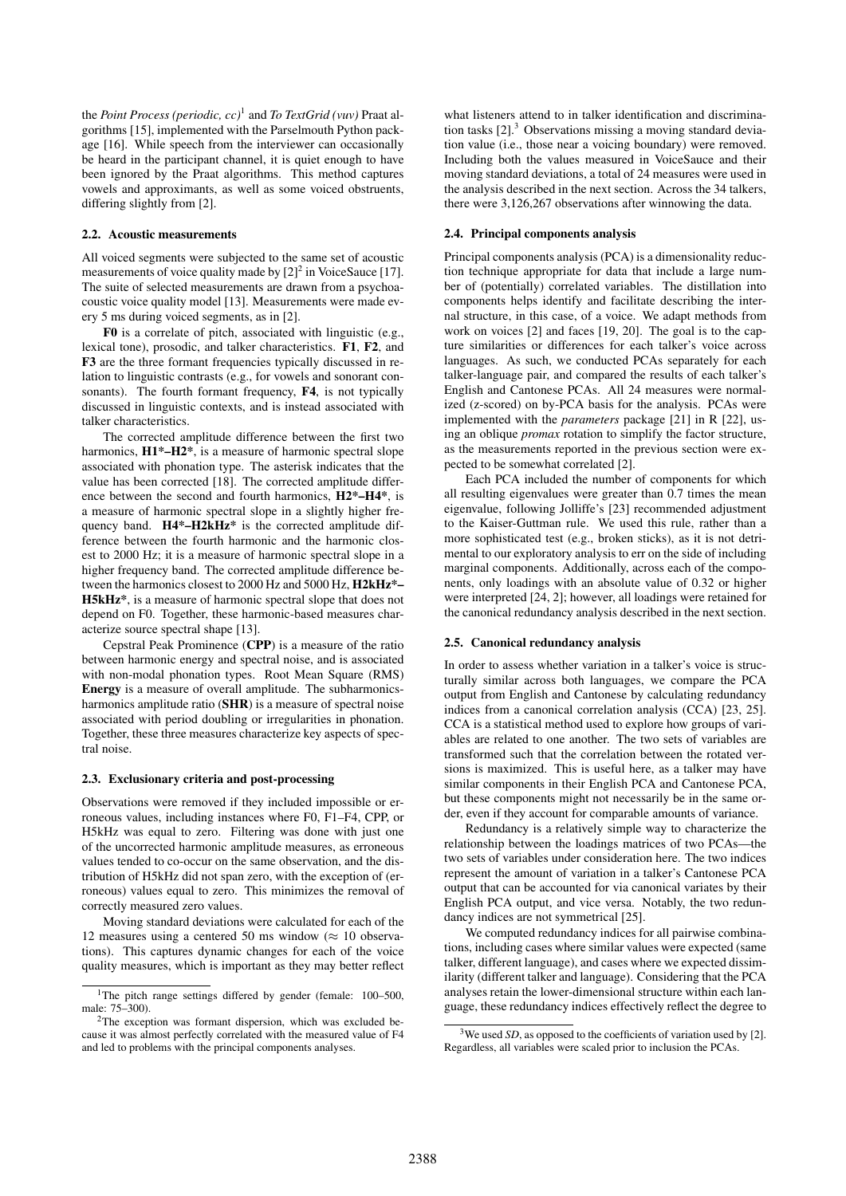the *Point Process (periodic, cc)*[1] and *To TextGrid (vuv)* Praat algorithms [15], implemented with the Parselmouth Python package [16]. While speech from the interviewer can occasionally be heard in the participant channel, it is quiet enough to have been ignored by the Praat algorithms. This method captures vowels and approximants, as well as some voiced obstruents, differing slightly from [2].

### 2.2. Acoustic measurements

All voiced segments were subjected to the same set of acoustic measurements of voice quality made by [2][2] in VoiceSauce [17]. The suite of selected measurements are drawn from a psychoacoustic voice quality model [13]. Measurements were made every 5 ms during voiced segments, as in [2].

**F0** is a correlate of pitch, associated with linguistic (e.g., lexical tone), prosodic, and talker characteristics. **F1**, **F2**, and **F3** are the three formant frequencies typically discussed in relation to linguistic contrasts (e.g., for vowels and sonorant consonants). The fourth formant frequency, **F4**, is not typically discussed in linguistic contexts, and is instead associated with talker characteristics.

The corrected amplitude difference between the first two harmonics, **H1\*–H2\***, is a measure of harmonic spectral slope associated with phonation type. The asterisk indicates that the value has been corrected [18]. The corrected amplitude difference between the second and fourth harmonics, **H2\*–H4\***, is a measure of harmonic spectral slope in a slightly higher frequency band. **H4\*–H2kHz\*** is the corrected amplitude difference between the fourth harmonic and the harmonic closest to 2000 Hz; it is a measure of harmonic spectral slope in a higher frequency band. The corrected amplitude difference between the harmonics closest to 2000 Hz and 5000 Hz, **H2kHz\*–H5kHz\***, is a measure of harmonic spectral slope that does not depend on F0. Together, these harmonic-based measures characterize source spectral shape [13].

Cepstral Peak Prominence (**CPP**) is a measure of the ratio between harmonic energy and spectral noise, and is associated with non-modal phonation types. Root Mean Square (RMS) **Energy** is a measure of overall amplitude. The subharmonics-harmonics amplitude ratio (**SHR**) is a measure of spectral noise associated with period doubling or irregularities in phonation. Together, these three measures characterize key aspects of spectral noise.

### 2.3. Exclusionary criteria and post-processing

Observations were removed if they included impossible or erroneous values, including instances where F0, F1–F4, CPP, or H5kHz was equal to zero. Filtering was done with just one of the uncorrected harmonic amplitude measures, as erroneous values tended to co-occur on the same observation, and the distribution of H5kHz did not span zero, with the exception of (erroneous) values equal to zero. This minimizes the removal of correctly measured zero values.

Moving standard deviations were calculated for each of the 12 measures using a centered 50 ms window ($\approx$ 10 observations). This captures dynamic changes for each of the voice quality measures, which is important as they may better reflect what listeners attend to in talker identification and discrimination tasks [2].[3] Observations missing a moving standard deviation value (i.e., those near a voicing boundary) were removed. Including both the values measured in VoiceSauce and their moving standard deviations, a total of 24 measures were used in the analysis described in the next section. Across the 34 talkers, there were 3,126,267 observations after winnowing the data.

### 2.4. Principal components analysis

Principal components analysis (PCA) is a dimensionality reduction technique appropriate for data that include a large number of (potentially) correlated variables. The distillation into components helps identify and facilitate describing the internal structure, in this case, of a voice. We adapt methods from work on voices [2] and faces [19, 20]. The goal is to capture similarities or differences for each talker's voice across languages. As such, we conducted PCAs separately for each talker-language pair, and compared the results of each talker's English and Cantonese PCAs. All 24 measures were normalized (z-scored) on by-PCA basis for the analysis. PCAs were implemented with the *parameters* package [21] in R [22], using an oblique *promax* rotation to simplify the factor structure, as the measurements reported in the previous section were expected to be somewhat correlated [2].

Each PCA included the number of components for which all resulting eigenvalues were greater than 0.7 times the mean eigenvalue, following Jolliffe's [23] recommended adjustment to the Kaiser-Guttman rule. We used this rule, rather than a more sophisticated test (e.g., broken sticks), as it is not detrimental to our exploratory analysis to err on the side of including marginal components. Additionally, across each of the components, only loadings with an absolute value of 0.32 or higher were interpreted [24, 2]; however, all loadings were retained for the canonical redundancy analysis described in the next section.

### 2.5. Canonical redundancy analysis

In order to assess whether variation in a talker's voice is structurally similar across both languages, we compare the PCA output from English and Cantonese by calculating redundancy indices from a canonical correlation analysis (CCA) [23, 25]. CCA is a statistical method used to explore how groups of variables are related to one another. The two sets of variables are transformed such that the correlation between the rotated versions is maximized. This is useful here, as a talker may have similar components in their English PCA and Cantonese PCA, but these components might not necessarily be in the same order, even if they account for comparable amounts of variance.

Redundancy is a relatively simple way to characterize the relationship between the loadings matrices of two PCAs—the two sets of variables under consideration here. The two indices represent the amount of variation in a talker's Cantonese PCA output that can be accounted for via canonical variates by their English PCA output, and vice versa. Notably, the two redundancy indices are not symmetrical [25].

We computed redundancy indices for all pairwise combinations, including cases where similar values were expected (same talker, different language), and cases where we expected dissimilarity (different talker and language). Considering that the PCA analyses retain the lower-dimensional structure within each language, these redundancy indices effectively reflect the degree to

---

[1] The pitch range settings differed by gender (female: 100–500, male: 75–300).

[2] The exception was formant dispersion, which was excluded because it was almost perfectly correlated with the measured value of F4 and led to problems with the principal components analyses.

[3] We used *SD*, as opposed to the coefficients of variation used by [2]. Regardless, all variables were scaled prior to inclusion the PCAs.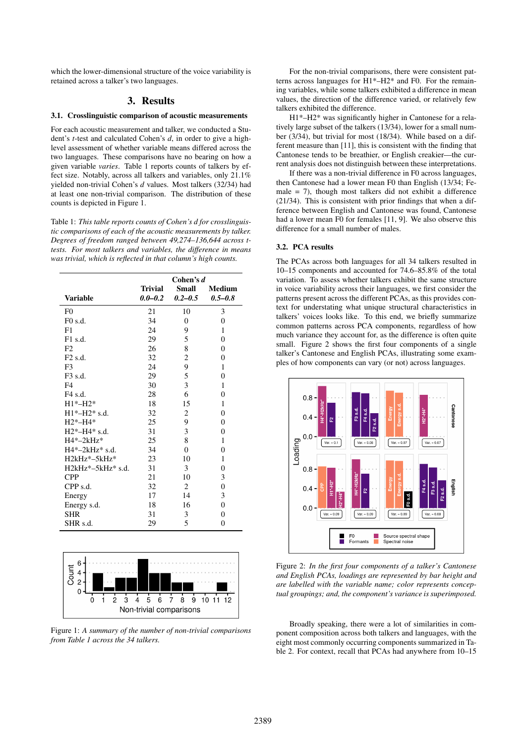which the lower-dimensional structure of the voice variability is retained across a talker's two languages.

## 3. Results

### 3.1. Crosslinguistic comparison of acoustic measurements

For each acoustic measurement and talker, we conducted a Student's *t*-test and calculated Cohen's *d*, in order to give a high-level assessment of whether variable means differed across the two languages. These comparisons have no bearing on how a given variable *varies*. Table 1 reports counts of talkers by effect size. Notably, across all talkers and variables, only 21.1% yielded non-trivial Cohen's *d* values. Most talkers (32/34) had at least one non-trivial comparison. The distribution of these counts is depicted in Figure 1.

Table 1: *This table reports counts of Cohen's d for crosslinguistic comparisons of each of the acoustic measurements by talker. Degrees of freedom ranged between 49,274–136,644 across t-tests. For most talkers and variables, the difference in means was trivial, which is reflected in that column's high counts.*

| | Cohen's *d* | | |
|---|---|---|---|
| **Variable** | **Trivial** *0.0–0.2* | **Small** *0.2–0.5* | **Medium** *0.5–0.8* |
| F0 | 21 | 10 | 3 |
| F0 s.d. | 34 | 0 | 0 |
| F1 | 24 | 9 | 1 |
| F1 s.d. | 29 | 5 | 0 |
| F2 | 26 | 8 | 0 |
| F2 s.d. | 32 | 2 | 0 |
| F3 | 24 | 9 | 1 |
| F3 s.d. | 29 | 5 | 0 |
| F4 | 30 | 3 | 1 |
| F4 s.d. | 28 | 6 | 0 |
| H1*–H2* | 18 | 15 | 1 |
| H1*–H2* s.d. | 32 | 2 | 0 |
| H2*–H4* | 25 | 9 | 0 |
| H2*–H4* s.d. | 31 | 3 | 0 |
| H4*–2kHz* | 25 | 8 | 1 |
| H4*–2kHz* s.d. | 34 | 0 | 0 |
| H2kHz*–5kHz* | 23 | 10 | 1 |
| H2kHz*–5kHz* s.d. | 31 | 3 | 0 |
| CPP | 21 | 10 | 3 |
| CPP s.d. | 32 | 2 | 0 |
| Energy | 17 | 14 | 3 |
| Energy s.d. | 18 | 16 | 0 |
| SHR | 31 | 3 | 0 |
| SHR s.d. | 29 | 5 | 0 |

Figure 1: *A summary of the number of non-trivial comparisons from Table 1 across the 34 talkers.*

For the non-trivial comparisons, there were consistent patterns across languages for H1*–H2* and F0. For the remaining variables, while some talkers exhibited a difference in mean values, the direction of the difference varied, or relatively few talkers exhibited the difference.

H1*–H2* was significantly higher in Cantonese for a relatively large subset of the talkers (13/34), lower for a small number (3/34), but trivial for most (18/34). While based on a different measure than [11], this is consistent with the finding that Cantonese tends to be breathier, or English creakier—the current analysis does not distinguish between these interpretations.

If there was a non-trivial difference in F0 across languages, then Cantonese had a lower mean F0 than English (13/34; Female = 7), though most talkers did not exhibit a difference (21/34). This is consistent with prior findings that when a difference between English and Cantonese was found, Cantonese had a lower mean F0 for females [11, 9]. We also observe this difference for a small number of males.

### 3.2. PCA results

The PCAs across both languages for all 34 talkers resulted in 10–15 components and accounted for 74.6–85.8% of the total variation. To assess whether talkers exhibit the same structure in voice variability across their languages, we first consider the patterns present across the different PCAs, as this provides context for understanding what unique structural characteristics in talkers' voices looks like. To this end, we briefly summarize common patterns across PCA components, regardless of how much variance they account for, as the difference is often quite small. Figure 2 shows the first four components of a single talker's Cantonese and English PCAs, illustrating some examples of how components can vary (or not) across languages.

Figure 2: *In the first four components of a talker's Cantonese and English PCAs, loadings are represented by bar height and are labelled with the variable name; color represents conceptual groupings; and, the component's variance is superimposed.*

Broadly speaking, there were a lot of similarities in component composition across both talkers and languages, with the eight most commonly occurring components summarized in Table 2. For context, recall that PCAs had anywhere from 10–15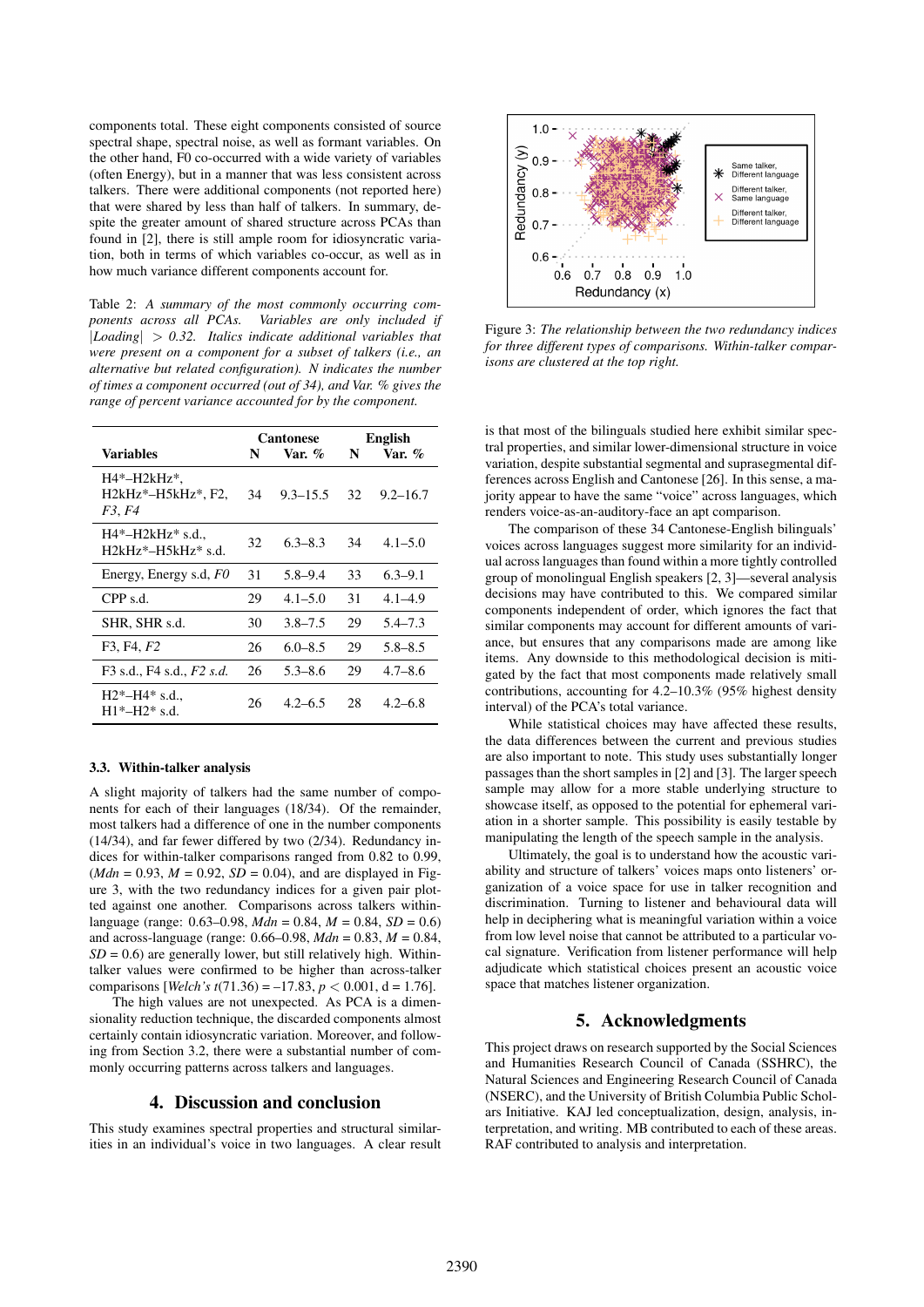components total. These eight components consisted of source spectral shape, spectral noise, as well as formant variables. On the other hand, F0 co-occurred with a wide variety of variables (often Energy), but in a manner that was less consistent across talkers. There were additional components (not reported here) that were shared by less than half of talkers. In summary, despite the greater amount of shared structure across PCAs than found in [2], there is still ample room for idiosyncratic variation, both in terms of which variables co-occur, as well as in how much variance different components account for.

Table 2: *A summary of the most commonly occurring components across all PCAs. Variables are only included if $|Loading| > 0.32$. Italics indicate additional variables that were present on a component for a subset of talkers (i.e., an alternative but related configuration). N indicates the number of times a component occurred (out of 34), and Var. % gives the range of percent variance accounted for by the component.*

| | Cantonese | | English | |
|---|---|---|---|---|
| **Variables** | **N** | **Var. %** | **N** | **Var. %** |
| H4*–H2kHz*, H2kHz*–H5kHz*, F2, *F3*, *F4* | 34 | 9.3–15.5 | 32 | 9.2–16.7 |
| H4*–H2kHz* s.d., H2kHz*–H5kHz* s.d. | 32 | 6.3–8.3 | 34 | 4.1–5.0 |
| Energy, Energy s.d, *F0* | 31 | 5.8–9.4 | 33 | 6.3–9.1 |
| CPP s.d. | 29 | 4.1–5.0 | 31 | 4.1–4.9 |
| SHR, SHR s.d. | 30 | 3.8–7.5 | 29 | 5.4–7.3 |
| F3, F4, *F2* | 26 | 6.0–8.5 | 29 | 5.8–8.5 |
| F3 s.d., F4 s.d., *F2 s.d.* | 26 | 5.3–8.6 | 29 | 4.7–8.6 |
| H2*–H4* s.d., H1*–H2* s.d. | 26 | 4.2–6.5 | 28 | 4.2–6.8 |

### 3.3. Within-talker analysis

A slight majority of talkers had the same number of components for each of their languages (18/34). Of the remainder, most talkers had a difference of one in the number components (14/34), and far fewer differed by two (2/34). Redundancy indices for within-talker comparisons ranged from 0.82 to 0.99, (*Mdn* = 0.93, *M* = 0.92, *SD* = 0.04), and are displayed in Figure 3, with the two redundancy indices for a given pair plotted against one another. Comparisons across talkers within-language (range: 0.63–0.98, *Mdn* = 0.84, *M* = 0.84, *SD* = 0.6) and across-language (range: 0.66–0.98, *Mdn* = 0.83, *M* = 0.84, *SD* = 0.6) are generally lower, but still relatively high. Within-talker values were confirmed to be higher than across-talker comparisons [*Welch's* $t(71.36) = -17.83$, $p < 0.001$, d = 1.76].

The high values are not unexpected. As PCA is a dimensionality reduction technique, the discarded components almost certainly contain idiosyncratic variation. Moreover, and following from Section 3.2, there were a substantial number of commonly occurring patterns across talkers and languages.

## 4. Discussion and conclusion

This study examines spectral properties and structural similarities in an individual's voice in two languages. A clear result is that most of the bilinguals studied here exhibit similar spectral properties, and similar lower-dimensional structure in voice variation, despite substantial segmental and suprasegmental differences across English and Cantonese [26]. In this sense, a majority appear to have the same "voice" across languages, which renders voice-as-an-auditory-face an apt comparison.

The comparison of these 34 Cantonese-English bilinguals' voices across languages suggest more similarity for an individual across languages than found within a more tightly controlled group of monolingual English speakers [2, 3]—several analysis decisions may have contributed to this. We compared similar components independent of order, which ignores the fact that similar components may account for different amounts of variance, but ensures that any comparisons made are among like items. Any downside to this methodological decision is mitigated by the fact that most components made relatively small contributions, accounting for 4.2–10.3% (95% highest density interval) of the PCA's total variance.

While statistical choices may have affected these results, the data differences between the current and previous studies are also important to note. This study uses substantially longer passages than the short samples in [2] and [3]. The larger speech sample may allow for a more stable underlying structure to showcase itself, as opposed to the potential for ephemeral variation in a shorter sample. This possibility is easily testable by manipulating the length of the speech sample in the analysis.

Ultimately, the goal is to understand how the acoustic variability and structure of talkers' voices maps onto listeners' organization of a voice space for use in talker recognition and discrimination. Turning to listener and behavioural data will help in deciphering what is meaningful variation within a voice from low level noise that cannot be attributed to a particular vocal signature. Verification from listener performance will help adjudicate which statistical choices present an acoustic voice space that matches listener organization.

Figure 3: *The relationship between the two redundancy indices for three different types of comparisons. Within-talker comparisons are clustered at the top right.*

## 5. Acknowledgments

This project draws on research supported by the Social Sciences and Humanities Research Council of Canada (SSHRC), the Natural Sciences and Engineering Research Council of Canada (NSERC), and the University of British Columbia Public Scholars Initiative. KAJ led conceptualization, design, analysis, interpretation, and writing. MB contributed to each of these areas. RAF contributed to analysis and interpretation.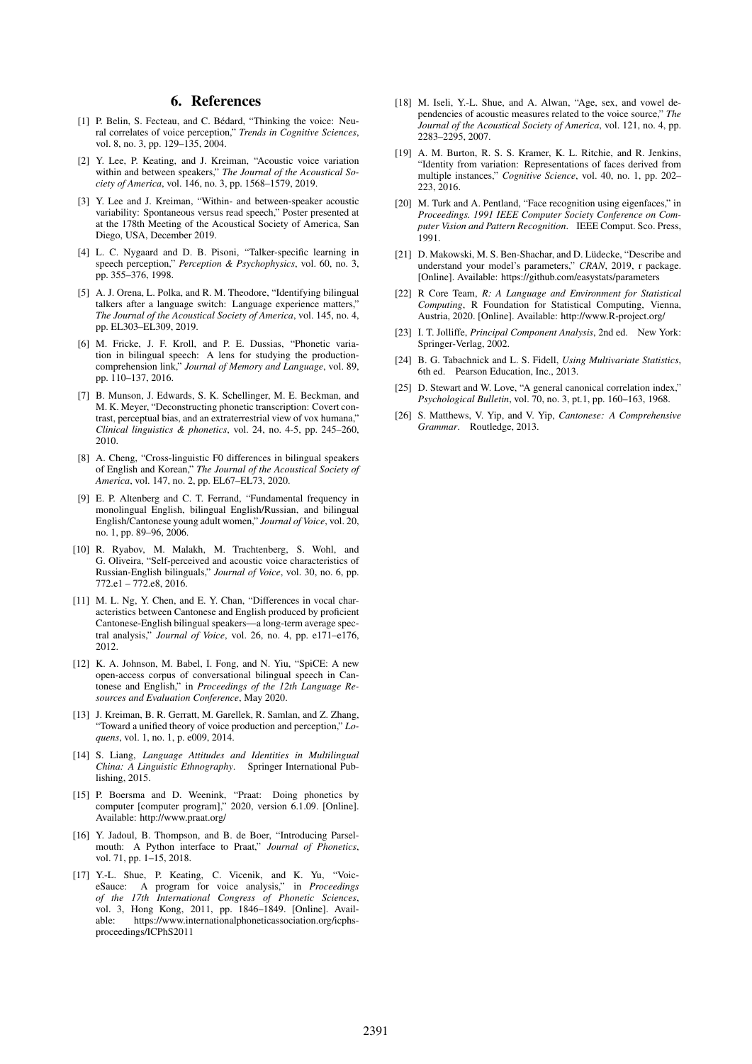## 6. References

[1] P. Belin, S. Fecteau, and C. Bédard, "Thinking the voice: Neural correlates of voice perception," *Trends in Cognitive Sciences*, vol. 8, no. 3, pp. 129–135, 2004.

[2] Y. Lee, P. Keating, and J. Kreiman, "Acoustic voice variation within and between speakers," *The Journal of the Acoustical Society of America*, vol. 146, no. 3, pp. 1568–1579, 2019.

[3] Y. Lee and J. Kreiman, "Within- and between-speaker acoustic variability: Spontaneous versus read speech," Poster presented at at the 178th Meeting of the Acoustical Society of America, San Diego, USA, December 2019.

[4] L. C. Nygaard and D. B. Pisoni, "Talker-specific learning in speech perception," *Perception & Psychophysics*, vol. 60, no. 3, pp. 355–376, 1998.

[5] A. J. Orena, L. Polka, and R. M. Theodore, "Identifying bilingual talkers after a language switch: Language experience matters," *The Journal of the Acoustical Society of America*, vol. 145, no. 4, pp. EL303–EL309, 2019.

[6] M. Fricke, J. F. Kroll, and P. E. Dussias, "Phonetic variation in bilingual speech: A lens for studying the production-comprehension link," *Journal of Memory and Language*, vol. 89, pp. 110–137, 2016.

[7] B. Munson, J. Edwards, S. K. Schellinger, M. E. Beckman, and M. K. Meyer, "Deconstructing phonetic transcription: Covert contrast, perceptual bias, and an extraterrestrial view of vox humana," *Clinical linguistics & phonetics*, vol. 24, no. 4-5, pp. 245–260, 2010.

[8] A. Cheng, "Cross-linguistic F0 differences in bilingual speakers of English and Korean," *The Journal of the Acoustical Society of America*, vol. 147, no. 2, pp. EL67–EL73, 2020.

[9] E. P. Altenberg and C. T. Ferrand, "Fundamental frequency in monolingual English, bilingual English/Russian, and bilingual English/Cantonese young adult women," *Journal of Voice*, vol. 20, no. 1, pp. 89–96, 2006.

[10] R. Ryabov, M. Malakh, M. Trachtenberg, S. Wohl, and G. Oliveira, "Self-perceived and acoustic voice characteristics of Russian-English bilinguals," *Journal of Voice*, vol. 30, no. 6, pp. 772.e1 – 772.e8, 2016.

[11] M. L. Ng, Y. Chen, and E. Y. Chan, "Differences in vocal characteristics between Cantonese and English produced by proficient Cantonese-English bilingual speakers—a long-term average spectral analysis," *Journal of Voice*, vol. 26, no. 4, pp. e171–e176, 2012.

[12] K. A. Johnson, M. Babel, I. Fong, and N. Yiu, "SpiCE: A new open-access corpus of conversational bilingual speech in Cantonese and English," in *Proceedings of the 12th Language Resources and Evaluation Conference*, May 2020.

[13] J. Kreiman, B. R. Gerratt, M. Garellek, R. Samlan, and Z. Zhang, "Toward a unified theory of voice production and perception," *Loquens*, vol. 1, no. 1, p. e009, 2014.

[14] S. Liang, *Language Attitudes and Identities in Multilingual China: A Linguistic Ethnography*. Springer International Publishing, 2015.

[15] P. Boersma and D. Weenink, "Praat: Doing phonetics by computer [computer program]," 2020, version 6.1.09. [Online]. Available: http://www.praat.org/

[16] Y. Jadoul, B. Thompson, and B. de Boer, "Introducing Parselmouth: A Python interface to Praat," *Journal of Phonetics*, vol. 71, pp. 1–15, 2018.

[17] Y.-L. Shue, P. Keating, C. Vicenik, and K. Yu, "VoiceSauce: A program for voice analysis," in *Proceedings of the 17th International Congress of Phonetic Sciences*, vol. 3, Hong Kong, 2011, pp. 1846–1849. [Online]. Available: https://www.internationalphoneticassociation.org/icphs-proceedings/ICPhS2011

[18] M. Iseli, Y.-L. Shue, and A. Alwan, "Age, sex, and vowel dependencies of acoustic measures related to the voice source," *The Journal of the Acoustical Society of America*, vol. 121, no. 4, pp. 2283–2295, 2007.

[19] A. M. Burton, R. S. S. Kramer, K. L. Ritchie, and R. Jenkins, "Identity from variation: Representations of faces derived from multiple instances," *Cognitive Science*, vol. 40, no. 1, pp. 202–223, 2016.

[20] M. Turk and A. Pentland, "Face recognition using eigenfaces," in *Proceedings. 1991 IEEE Computer Society Conference on Computer Vision and Pattern Recognition*. IEEE Comput. Sco. Press, 1991.

[21] D. Makowski, M. S. Ben-Shachar, and D. Lüdecke, "Describe and understand your model's parameters," *CRAN*, 2019, r package. [Online]. Available: https://github.com/easystats/parameters

[22] R Core Team, *R: A Language and Environment for Statistical Computing*, R Foundation for Statistical Computing, Vienna, Austria, 2020. [Online]. Available: http://www.R-project.org/

[23] I. T. Jolliffe, *Principal Component Analysis*, 2nd ed. New York: Springer-Verlag, 2002.

[24] B. G. Tabachnick and L. S. Fidell, *Using Multivariate Statistics*, 6th ed. Pearson Education, Inc., 2013.

[25] D. Stewart and W. Love, "A general canonical correlation index," *Psychological Bulletin*, vol. 70, no. 3, pt.1, pp. 160–163, 1968.

[26] S. Matthews, V. Yip, and V. Yip, *Cantonese: A Comprehensive Grammar*. Routledge, 2013.